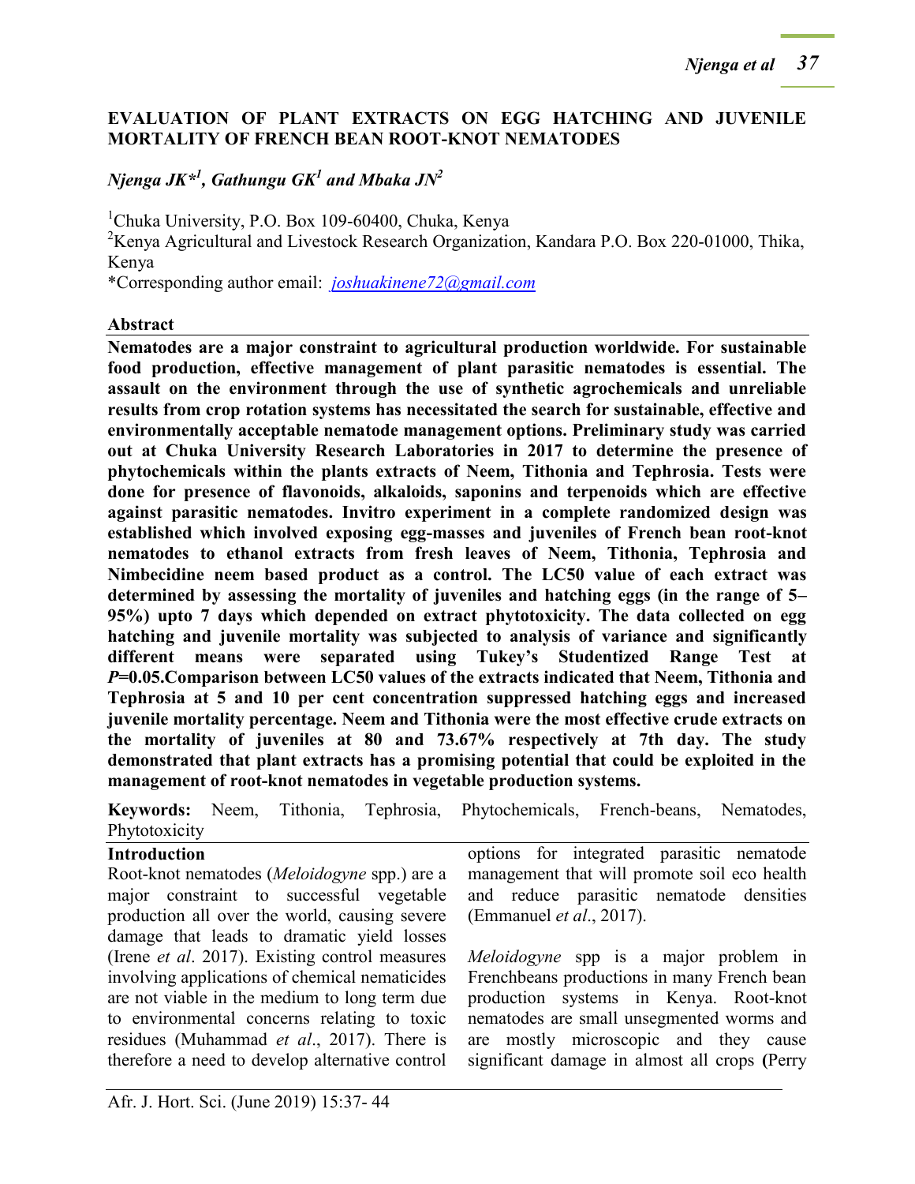# EVALUATION OF PLANT EXTRACTS ON EGG HATCHING AND JUVENILE MORTALITY OF FRENCH BEAN ROOT-KNOT NEMATODES

***Njenga JK\*[1], Gathungu GK[1] and Mbaka JN[2]***

[1]Chuka University, P.O. Box 109-60400, Chuka, Kenya

[2]Kenya Agricultural and Livestock Research Organization, Kandara P.O. Box 220-01000, Thika, Kenya

\*Corresponding author email: joshuakinene72@gmail.com

## Abstract

**Nematodes are a major constraint to agricultural production worldwide. For sustainable food production, effective management of plant parasitic nematodes is essential. The assault on the environment through the use of synthetic agrochemicals and unreliable results from crop rotation systems has necessitated the search for sustainable, effective and environmentally acceptable nematode management options. Preliminary study was carried out at Chuka University Research Laboratories in 2017 to determine the presence of phytochemicals within the plants extracts of Neem, Tithonia and Tephrosia. Tests were done for presence of flavonoids, alkaloids, saponins and terpenoids which are effective against parasitic nematodes. Invitro experiment in a complete randomized design was established which involved exposing egg-masses and juveniles of French bean root-knot nematodes to ethanol extracts from fresh leaves of Neem, Tithonia, Tephrosia and Nimbecidine neem based product as a control. The LC50 value of each extract was determined by assessing the mortality of juveniles and hatching eggs (in the range of 5–95%) upto 7 days which depended on extract phytotoxicity. The data collected on egg hatching and juvenile mortality was subjected to analysis of variance and significantly different means were separated using Tukey's Studentized Range Test at *P*=0.05.Comparison between LC50 values of the extracts indicated that Neem, Tithonia and Tephrosia at 5 and 10 per cent concentration suppressed hatching eggs and increased juvenile mortality percentage. Neem and Tithonia were the most effective crude extracts on the mortality of juveniles at 80 and 73.67% respectively at 7th day. The study demonstrated that plant extracts has a promising potential that could be exploited in the management of root-knot nematodes in vegetable production systems.**

**Keywords:** Neem, Tithonia, Tephrosia, Phytochemicals, French-beans, Nematodes, Phytotoxicity

## Introduction

Root-knot nematodes (*Meloidogyne* spp.) are a major constraint to successful vegetable production all over the world, causing severe damage that leads to dramatic yield losses (Irene *et al*. 2017). Existing control measures involving applications of chemical nematicides are not viable in the medium to long term due to environmental concerns relating to toxic residues (Muhammad *et al*., 2017). There is therefore a need to develop alternative control options for integrated parasitic nematode management that will promote soil eco health and reduce parasitic nematode densities (Emmanuel *et al*., 2017).

*Meloidogyne* spp is a major problem in Frenchbeans productions in many French bean production systems in Kenya. Root-knot nematodes are small unsegmented worms and are mostly microscopic and they cause significant damage in almost all crops **(**Perry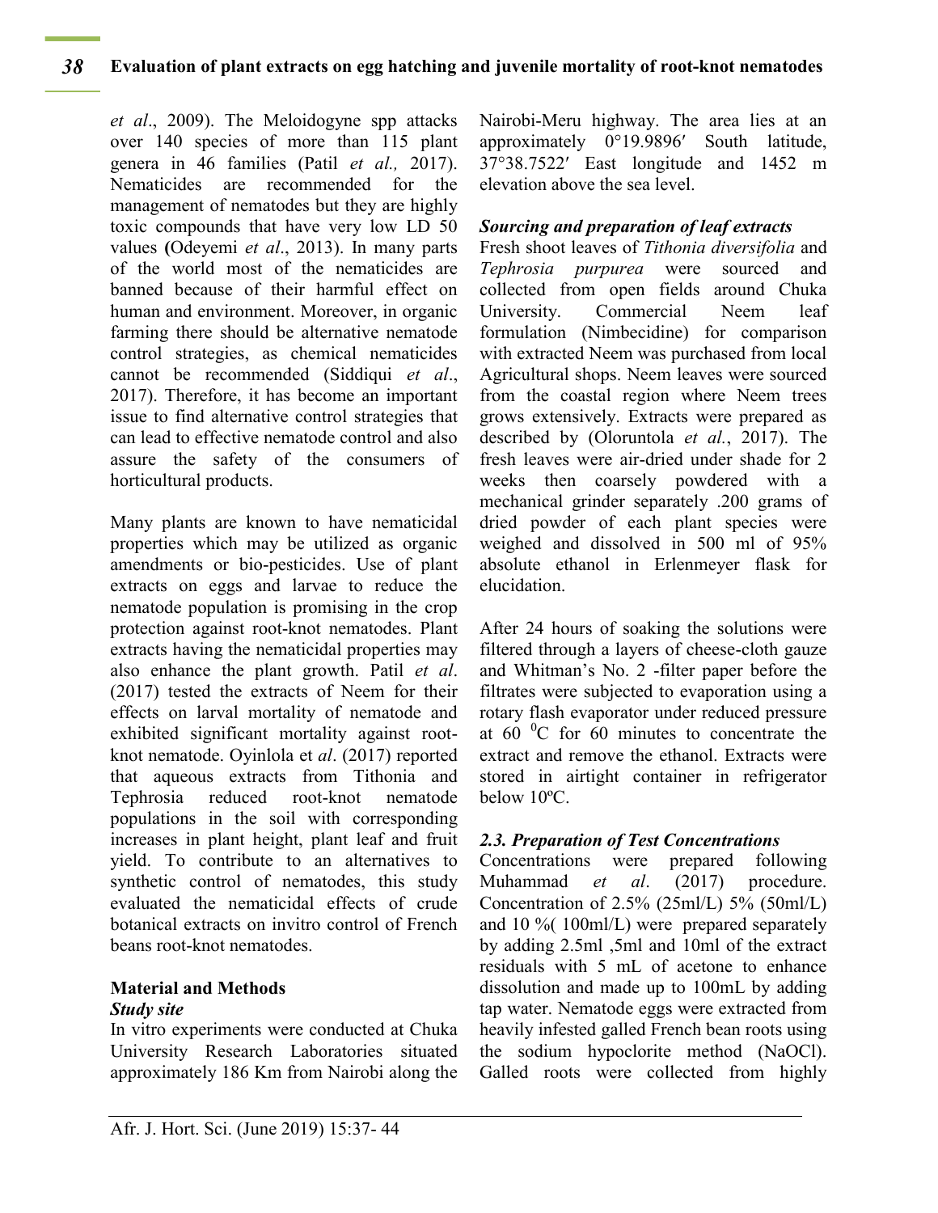*et al*., 2009). The Meloidogyne spp attacks over 140 species of more than 115 plant genera in 46 families (Patil *et al.,* 2017). Nematicides are recommended for the management of nematodes but they are highly toxic compounds that have very low LD 50 values **(**Odeyemi *et al*., 2013). In many parts of the world most of the nematicides are banned because of their harmful effect on human and environment. Moreover, in organic farming there should be alternative nematode control strategies, as chemical nematicides cannot be recommended (Siddiqui *et al*., 2017). Therefore, it has become an important issue to find alternative control strategies that can lead to effective nematode control and also assure the safety of the consumers of horticultural products.

Many plants are known to have nematicidal properties which may be utilized as organic amendments or bio-pesticides. Use of plant extracts on eggs and larvae to reduce the nematode population is promising in the crop protection against root-knot nematodes. Plant extracts having the nematicidal properties may also enhance the plant growth. Patil *et al*. (2017) tested the extracts of Neem for their effects on larval mortality of nematode and exhibited significant mortality against root-knot nematode. Oyinlola et *al*. (2017) reported that aqueous extracts from Tithonia and Tephrosia reduced root-knot nematode populations in the soil with corresponding increases in plant height, plant leaf and fruit yield. To contribute to an alternatives to synthetic control of nematodes, this study evaluated the nematicidal effects of crude botanical extracts on invitro control of French beans root-knot nematodes.

## Material and Methods

### *Study site*

In vitro experiments were conducted at Chuka University Research Laboratories situated approximately 186 Km from Nairobi along the Nairobi-Meru highway. The area lies at an approximately 0°19.9896′ South latitude, 37°38.7522′ East longitude and 1452 m elevation above the sea level.

### *Sourcing and preparation of leaf extracts*

Fresh shoot leaves of *Tithonia diversifolia* and *Tephrosia purpurea* were sourced and collected from open fields around Chuka University. Commercial Neem leaf formulation (Nimbecidine) for comparison with extracted Neem was purchased from local Agricultural shops. Neem leaves were sourced from the coastal region where Neem trees grows extensively. Extracts were prepared as described by (Oloruntola *et al.*, 2017). The fresh leaves were air-dried under shade for 2 weeks then coarsely powdered with a mechanical grinder separately .200 grams of dried powder of each plant species were weighed and dissolved in 500 ml of 95% absolute ethanol in Erlenmeyer flask for elucidation.

After 24 hours of soaking the solutions were filtered through a layers of cheese-cloth gauze and Whitman's No. 2 -filter paper before the filtrates were subjected to evaporation using a rotary flash evaporator under reduced pressure at 60 $^{0}$C for 60 minutes to concentrate the extract and remove the ethanol. Extracts were stored in airtight container in refrigerator below 10ºC.

### *2.3. Preparation of Test Concentrations*

Concentrations were prepared following Muhammad *et al*. (2017) procedure. Concentration of 2.5% (25ml/L) 5% (50ml/L) and 10 %( 100ml/L) were prepared separately by adding 2.5ml ,5ml and 10ml of the extract residuals with 5 mL of acetone to enhance dissolution and made up to 100mL by adding tap water. Nematode eggs were extracted from heavily infested galled French bean roots using the sodium hypoclorite method (NaOCl). Galled roots were collected from highly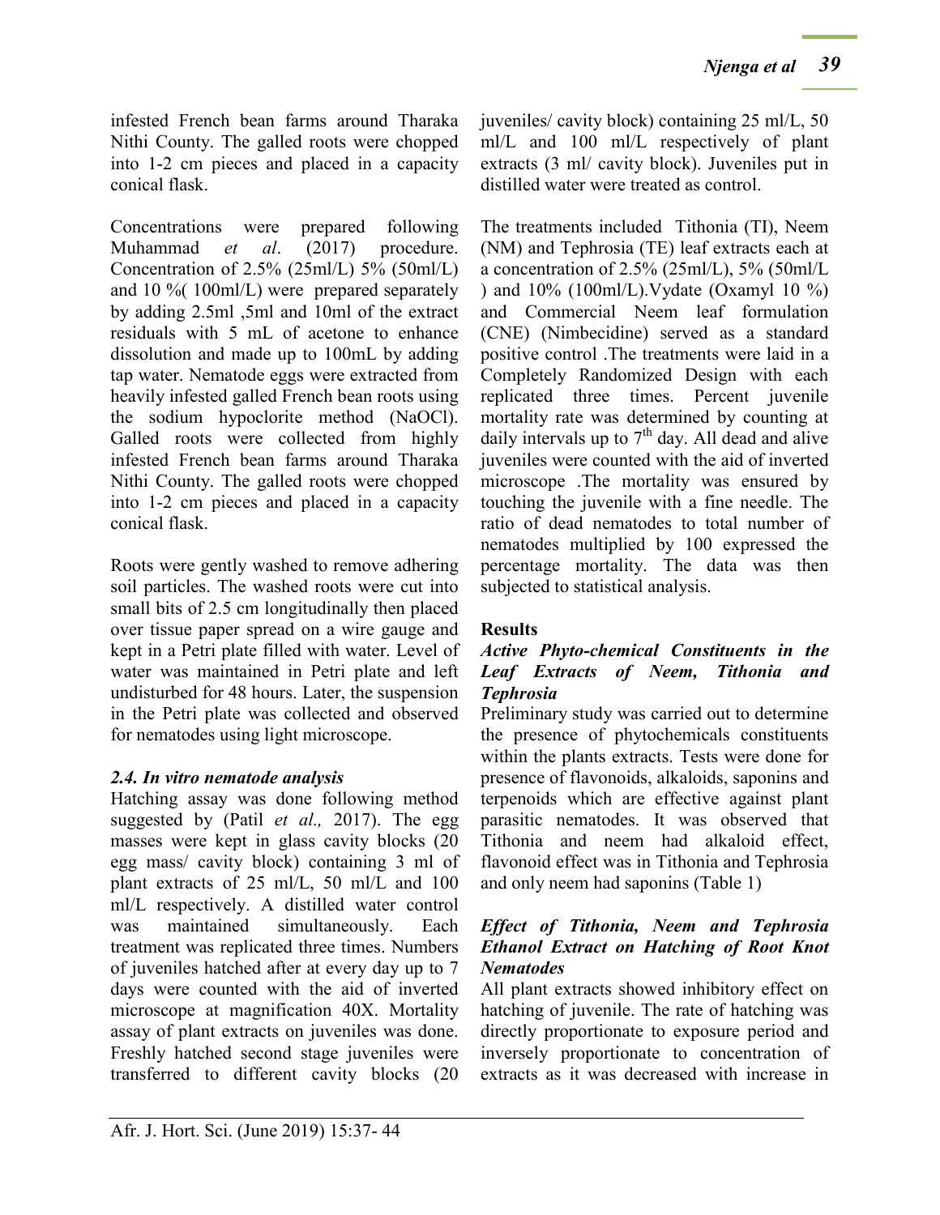infested French bean farms around Tharaka Nithi County. The galled roots were chopped into 1-2 cm pieces and placed in a capacity conical flask.

Concentrations were prepared following Muhammad *et al*. (2017) procedure. Concentration of 2.5% (25ml/L) 5% (50ml/L) and 10 %( 100ml/L) were prepared separately by adding 2.5ml ,5ml and 10ml of the extract residuals with 5 mL of acetone to enhance dissolution and made up to 100mL by adding tap water. Nematode eggs were extracted from heavily infested galled French bean roots using the sodium hypoclorite method (NaOCl). Galled roots were collected from highly infested French bean farms around Tharaka Nithi County. The galled roots were chopped into 1-2 cm pieces and placed in a capacity conical flask.

Roots were gently washed to remove adhering soil particles. The washed roots were cut into small bits of 2.5 cm longitudinally then placed over tissue paper spread on a wire gauge and kept in a Petri plate filled with water. Level of water was maintained in Petri plate and left undisturbed for 48 hours. Later, the suspension in the Petri plate was collected and observed for nematodes using light microscope.

### *2.4. In vitro nematode analysis*

Hatching assay was done following method suggested by (Patil *et al.,* 2017). The egg masses were kept in glass cavity blocks (20 egg mass/ cavity block) containing 3 ml of plant extracts of 25 ml/L, 50 ml/L and 100 ml/L respectively. A distilled water control was maintained simultaneously. Each treatment was replicated three times. Numbers of juveniles hatched after at every day up to 7 days were counted with the aid of inverted microscope at magnification 40X. Mortality assay of plant extracts on juveniles was done. Freshly hatched second stage juveniles were transferred to different cavity blocks (20 juveniles/ cavity block) containing 25 ml/L, 50 ml/L and 100 ml/L respectively of plant extracts (3 ml/ cavity block). Juveniles put in distilled water were treated as control.

The treatments included Tithonia (TI), Neem (NM) and Tephrosia (TE) leaf extracts each at a concentration of 2.5% (25ml/L), 5% (50ml/L ) and 10% (100ml/L).Vydate (Oxamyl 10 %) and Commercial Neem leaf formulation (CNE) (Nimbecidine) served as a standard positive control .The treatments were laid in a Completely Randomized Design with each replicated three times. Percent juvenile mortality rate was determined by counting at daily intervals up to 7th day. All dead and alive juveniles were counted with the aid of inverted microscope .The mortality was ensured by touching the juvenile with a fine needle. The ratio of dead nematodes to total number of nematodes multiplied by 100 expressed the percentage mortality. The data was then subjected to statistical analysis.

## Results

### *Active Phyto-chemical Constituents in the Leaf Extracts of Neem, Tithonia and Tephrosia*

Preliminary study was carried out to determine the presence of phytochemicals constituents within the plants extracts. Tests were done for presence of flavonoids, alkaloids, saponins and terpenoids which are effective against plant parasitic nematodes. It was observed that Tithonia and neem had alkaloid effect, flavonoid effect was in Tithonia and Tephrosia and only neem had saponins (Table 1)

### *Effect of Tithonia, Neem and Tephrosia Ethanol Extract on Hatching of Root Knot Nematodes*

All plant extracts showed inhibitory effect on hatching of juvenile. The rate of hatching was directly proportionate to exposure period and inversely proportionate to concentration of extracts as it was decreased with increase in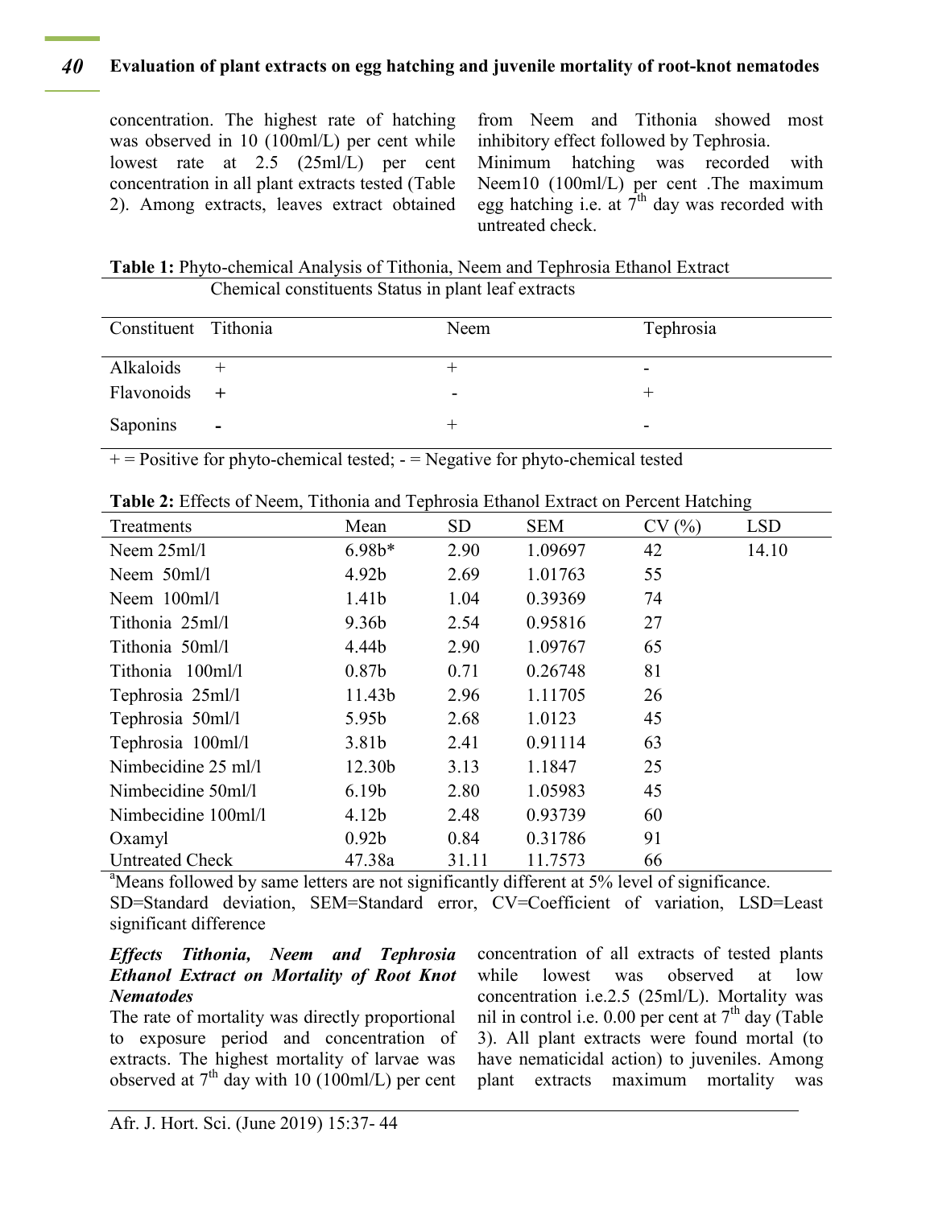concentration. The highest rate of hatching was observed in 10 (100ml/L) per cent while lowest rate at 2.5 (25ml/L) per cent concentration in all plant extracts tested (Table 2). Among extracts, leaves extract obtained from Neem and Tithonia showed most inhibitory effect followed by Tephrosia. Minimum hatching was recorded with Neem10 (100ml/L) per cent .The maximum egg hatching i.e. at 7[th] day was recorded with untreated check.

**Table 1:** Phyto-chemical Analysis of Tithonia, Neem and Tephrosia Ethanol Extract

| | Chemical constituents Status in plant leaf extracts | | |
|---|---|---|---|
| Constituent | Tithonia | Neem | Tephrosia |
| Alkaloids | + | + | - |
| Flavonoids | + | - | + |
| Saponins | - | + | - |

+ = Positive for phyto-chemical tested; - = Negative for phyto-chemical tested

**Table 2:** Effects of Neem, Tithonia and Tephrosia Ethanol Extract on Percent Hatching

| Treatments | Mean | SD | SEM | CV (%) | LSD |
|---|---|---|---|---|---|
| Neem 25ml/l | 6.98b* | 2.90 | 1.09697 | 42 | 14.10 |
| Neem 50ml/l | 4.92b | 2.69 | 1.01763 | 55 | |
| Neem 100ml/l | 1.41b | 1.04 | 0.39369 | 74 | |
| Tithonia 25ml/l | 9.36b | 2.54 | 0.95816 | 27 | |
| Tithonia 50ml/l | 4.44b | 2.90 | 1.09767 | 65 | |
| Tithonia 100ml/l | 0.87b | 0.71 | 0.26748 | 81 | |
| Tephrosia 25ml/l | 11.43b | 2.96 | 1.11705 | 26 | |
| Tephrosia 50ml/l | 5.95b | 2.68 | 1.0123 | 45 | |
| Tephrosia 100ml/l | 3.81b | 2.41 | 0.91114 | 63 | |
| Nimbecidine 25 ml/l | 12.30b | 3.13 | 1.1847 | 25 | |
| Nimbecidine 50ml/l | 6.19b | 2.80 | 1.05983 | 45 | |
| Nimbecidine 100ml/l | 4.12b | 2.48 | 0.93739 | 60 | |
| Oxamyl | 0.92b | 0.84 | 0.31786 | 91 | |
| Untreated Check | 47.38a | 31.11 | 11.7573 | 66 | |

[a]Means followed by same letters are not significantly different at 5% level of significance.
SD=Standard deviation, SEM=Standard error, CV=Coefficient of variation, LSD=Least significant difference

***Effects Tithonia, Neem and Tephrosia Ethanol Extract on Mortality of Root Knot Nematodes***

The rate of mortality was directly proportional to exposure period and concentration of extracts. The highest mortality of larvae was observed at 7[th] day with 10 (100ml/L) per cent concentration of all extracts of tested plants while lowest was observed at low concentration i.e.2.5 (25ml/L). Mortality was nil in control i.e. 0.00 per cent at 7[th] day (Table 3). All plant extracts were found mortal (to have nematicidal action) to juveniles. Among plant extracts maximum mortality was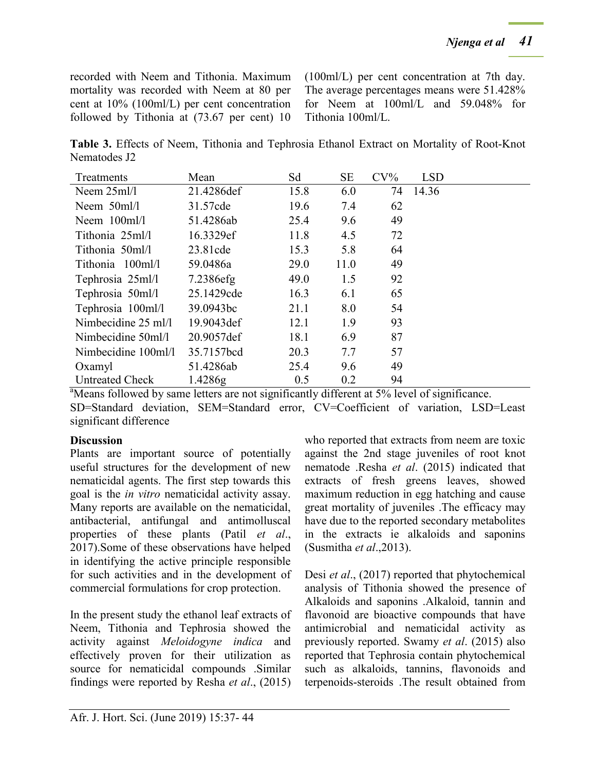recorded with Neem and Tithonia. Maximum mortality was recorded with Neem at 80 per cent at 10% (100ml/L) per cent concentration followed by Tithonia at (73.67 per cent) 10 (100ml/L) per cent concentration at 7th day. The average percentages means were 51.428% for Neem at 100ml/L and 59.048% for Tithonia 100ml/L.

**Table 3.** Effects of Neem, Tithonia and Tephrosia Ethanol Extract on Mortality of Root-Knot Nematodes J2

| Treatments | Mean | Sd | SE | CV% | LSD |
|---|---|---|---|---|---|
| Neem 25ml/l | 21.4286def | 15.8 | 6.0 | 74 | 14.36 |
| Neem 50ml/l | 31.57cde | 19.6 | 7.4 | 62 | |
| Neem 100ml/l | 51.4286ab | 25.4 | 9.6 | 49 | |
| Tithonia 25ml/l | 16.3329ef | 11.8 | 4.5 | 72 | |
| Tithonia 50ml/l | 23.81cde | 15.3 | 5.8 | 64 | |
| Tithonia 100ml/l | 59.0486a | 29.0 | 11.0 | 49 | |
| Tephrosia 25ml/l | 7.2386efg | 49.0 | 1.5 | 92 | |
| Tephrosia 50ml/l | 25.1429cde | 16.3 | 6.1 | 65 | |
| Tephrosia 100ml/l | 39.0943bc | 21.1 | 8.0 | 54 | |
| Nimbecidine 25 ml/l | 19.9043def | 12.1 | 1.9 | 93 | |
| Nimbecidine 50ml/l | 20.9057def | 18.1 | 6.9 | 87 | |
| Nimbecidine 100ml/l | 35.7157bcd | 20.3 | 7.7 | 57 | |
| Oxamyl | 51.4286ab | 25.4 | 9.6 | 49 | |
| Untreated Check | 1.4286g | 0.5 | 0.2 | 94 | |

[a]Means followed by same letters are not significantly different at 5% level of significance.
SD=Standard deviation, SEM=Standard error, CV=Coefficient of variation, LSD=Least significant difference

**Discussion**

Plants are important source of potentially useful structures for the development of new nematicidal agents. The first step towards this goal is the *in vitro* nematicidal activity assay. Many reports are available on the nematicidal, antibacterial, antifungal and antimolluscal properties of these plants (Patil *et al*., 2017).Some of these observations have helped in identifying the active principle responsible for such activities and in the development of commercial formulations for crop protection.

In the present study the ethanol leaf extracts of Neem, Tithonia and Tephrosia showed the activity against *Meloidogyne indica* and effectively proven for their utilization as source for nematicidal compounds .Similar findings were reported by Resha *et al*., (2015) who reported that extracts from neem are toxic against the 2nd stage juveniles of root knot nematode .Resha *et al*. (2015) indicated that extracts of fresh greens leaves, showed maximum reduction in egg hatching and cause great mortality of juveniles .The efficacy may have due to the reported secondary metabolites in the extracts ie alkaloids and saponins (Susmitha *et al*.,2013).

Desi *et al*., (2017) reported that phytochemical analysis of Tithonia showed the presence of Alkaloids and saponins .Alkaloid, tannin and flavonoid are bioactive compounds that have antimicrobial and nematicidal activity as previously reported. Swamy *et al*. (2015) also reported that Tephrosia contain phytochemical such as alkaloids, tannins, flavonoids and terpenoids-steroids .The result obtained from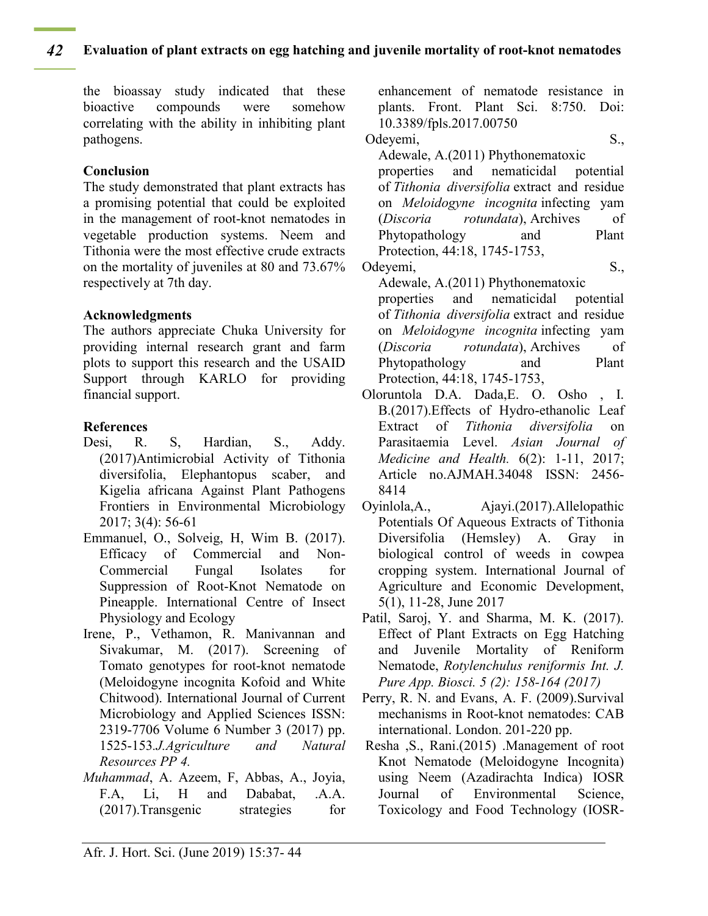the bioassay study indicated that these bioactive compounds were somehow correlating with the ability in inhibiting plant pathogens.

## Conclusion

The study demonstrated that plant extracts has a promising potential that could be exploited in the management of root-knot nematodes in vegetable production systems. Neem and Tithonia were the most effective crude extracts on the mortality of juveniles at 80 and 73.67% respectively at 7th day.

## Acknowledgments

The authors appreciate Chuka University for providing internal research grant and farm plots to support this research and the USAID Support through KARLO for providing financial support.

## References

Desi, R. S, Hardian, S., Addy. (2017)Antimicrobial Activity of Tithonia diversifolia, Elephantopus scaber, and Kigelia africana Against Plant Pathogens Frontiers in Environmental Microbiology 2017; 3(4): 56-61

Emmanuel, O., Solveig, H, Wim B. (2017). Efficacy of Commercial and Non-Commercial Fungal Isolates for Suppression of Root-Knot Nematode on Pineapple. International Centre of Insect Physiology and Ecology

Irene, P., Vethamon, R. Manivannan and Sivakumar, M. (2017). Screening of Tomato genotypes for root-knot nematode (Meloidogyne incognita Kofoid and White Chitwood). International Journal of Current Microbiology and Applied Sciences ISSN: 2319-7706 Volume 6 Number 3 (2017) pp. 1525-153.*J.Agriculture and Natural Resources PP 4.*

*Muhammad*, A. Azeem, F, Abbas, A., Joyia, F.A, Li, H and Dababat, .A.A. (2017).Transgenic strategies for enhancement of nematode resistance in plants. Front. Plant Sci. 8:750. Doi: 10.3389/fpls.2017.00750

Odeyemi, S., Adewale, A.(2011) Phythonematoxic properties and nematicidal potential of *Tithonia diversifolia* extract and residue on *Meloidogyne incognita* infecting yam (*Discoria rotundata*), Archives of Phytopathology and Plant Protection, 44:18, 1745-1753,

Odeyemi, S., Adewale, A.(2011) Phythonematoxic properties and nematicidal potential of *Tithonia diversifolia* extract and residue on *Meloidogyne incognita* infecting yam (*Discoria rotundata*), Archives of Phytopathology and Plant Protection, 44:18, 1745-1753,

Oloruntola D.A. Dada,E. O. Osho , I. B.(2017).Effects of Hydro-ethanolic Leaf Extract of *Tithonia diversifolia* on Parasitaemia Level. *Asian Journal of Medicine and Health.* 6(2): 1-11, 2017; Article no.AJMAH.34048 ISSN: 2456-8414

Oyinlola,A., Ajayi.(2017).Allelopathic Potentials Of Aqueous Extracts of Tithonia Diversifolia (Hemsley) A. Gray in biological control of weeds in cowpea cropping system. International Journal of Agriculture and Economic Development, 5(1), 11-28, June 2017

Patil, Saroj, Y. and Sharma, M. K. (2017). Effect of Plant Extracts on Egg Hatching and Juvenile Mortality of Reniform Nematode, *Rotylenchulus reniformis Int. J. Pure App. Biosci. 5 (2): 158-164 (2017)*

Perry, R. N. and Evans, A. F. (2009).Survival mechanisms in Root-knot nematodes: CAB international. London. 201-220 pp.

Resha ,S., Rani.(2015) .Management of root Knot Nematode (Meloidogyne Incognita) using Neem (Azadirachta Indica) IOSR Journal of Environmental Science, Toxicology and Food Technology (IOSR-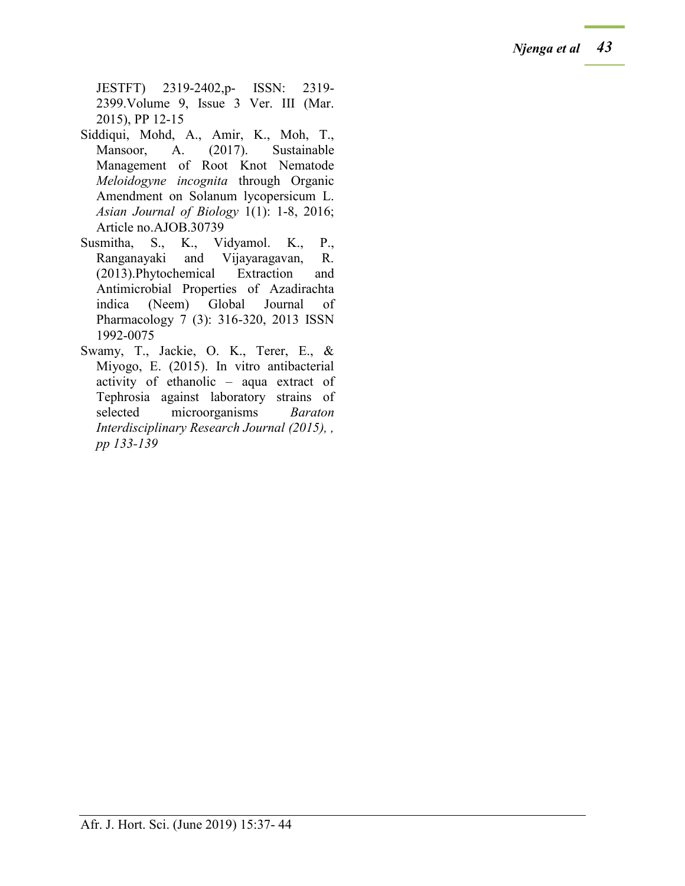JESTFT) 2319-2402,p- ISSN: 2319-2399.Volume 9, Issue 3 Ver. III (Mar. 2015), PP 12-15

Siddiqui, Mohd, A., Amir, K., Moh, T., Mansoor, A. (2017). Sustainable Management of Root Knot Nematode *Meloidogyne incognita* through Organic Amendment on Solanum lycopersicum L. *Asian Journal of Biology* 1(1): 1-8, 2016; Article no.AJOB.30739

Susmitha, S., K., Vidyamol. K., P., Ranganayaki and Vijayaragavan, R. (2013).Phytochemical Extraction and Antimicrobial Properties of Azadirachta indica (Neem) Global Journal of Pharmacology 7 (3): 316-320, 2013 ISSN 1992-0075

Swamy, T., Jackie, O. K., Terer, E., & Miyogo, E. (2015). In vitro antibacterial activity of ethanolic – aqua extract of Tephrosia against laboratory strains of selected microorganisms *Baraton Interdisciplinary Research Journal (2015), , pp 133-139*